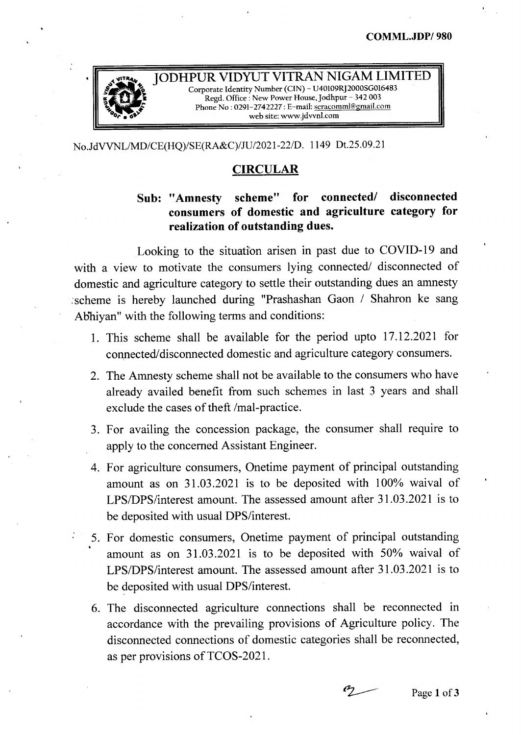**COMML.JDP/ 980**

# JODHPUR VIDYUT VITRAN NIGAM LIMITED

Corporate Identity Number (CIN) – U40109RJ2000SG016483
Regd. Office : New Power House, Jodhpur – 342 003
Phone No : 0291-2742227 : E-mail: seracomml@gmail.com
web site: www.jdvvnl.com

No.JdVVNL/MD/CE(HQ)/SE(RA&C)/JU/2021-22/D. 1149 Dt.25.09.21

## CIRCULAR

**Sub: "Amnesty scheme" for connected/ disconnected consumers of domestic and agriculture category for realization of outstanding dues.**

Looking to the situation arisen in past due to COVID-19 and with a view to motivate the consumers lying connected/ disconnected of domestic and agriculture category to settle their outstanding dues an amnesty scheme is hereby launched during "Prashashan Gaon / Shahron ke sang Abhiyan" with the following terms and conditions:

1. This scheme shall be available for the period upto 17.12.2021 for connected/disconnected domestic and agriculture category consumers.
2. The Amnesty scheme shall not be available to the consumers who have already availed benefit from such schemes in last 3 years and shall exclude the cases of theft /mal-practice.
3. For availing the concession package, the consumer shall require to apply to the concerned Assistant Engineer.
4. For agriculture consumers, Onetime payment of principal outstanding amount as on 31.03.2021 is to be deposited with 100% waival of LPS/DPS/interest amount. The assessed amount after 31.03.2021 is to be deposited with usual DPS/interest.
5. For domestic consumers, Onetime payment of principal outstanding amount as on 31.03.2021 is to be deposited with 50% waival of LPS/DPS/interest amount. The assessed amount after 31.03.2021 is to be deposited with usual DPS/interest.
6. The disconnected agriculture connections shall be reconnected in accordance with the prevailing provisions of Agriculture policy. The disconnected connections of domestic categories shall be reconnected, as per provisions of TCOS-2021.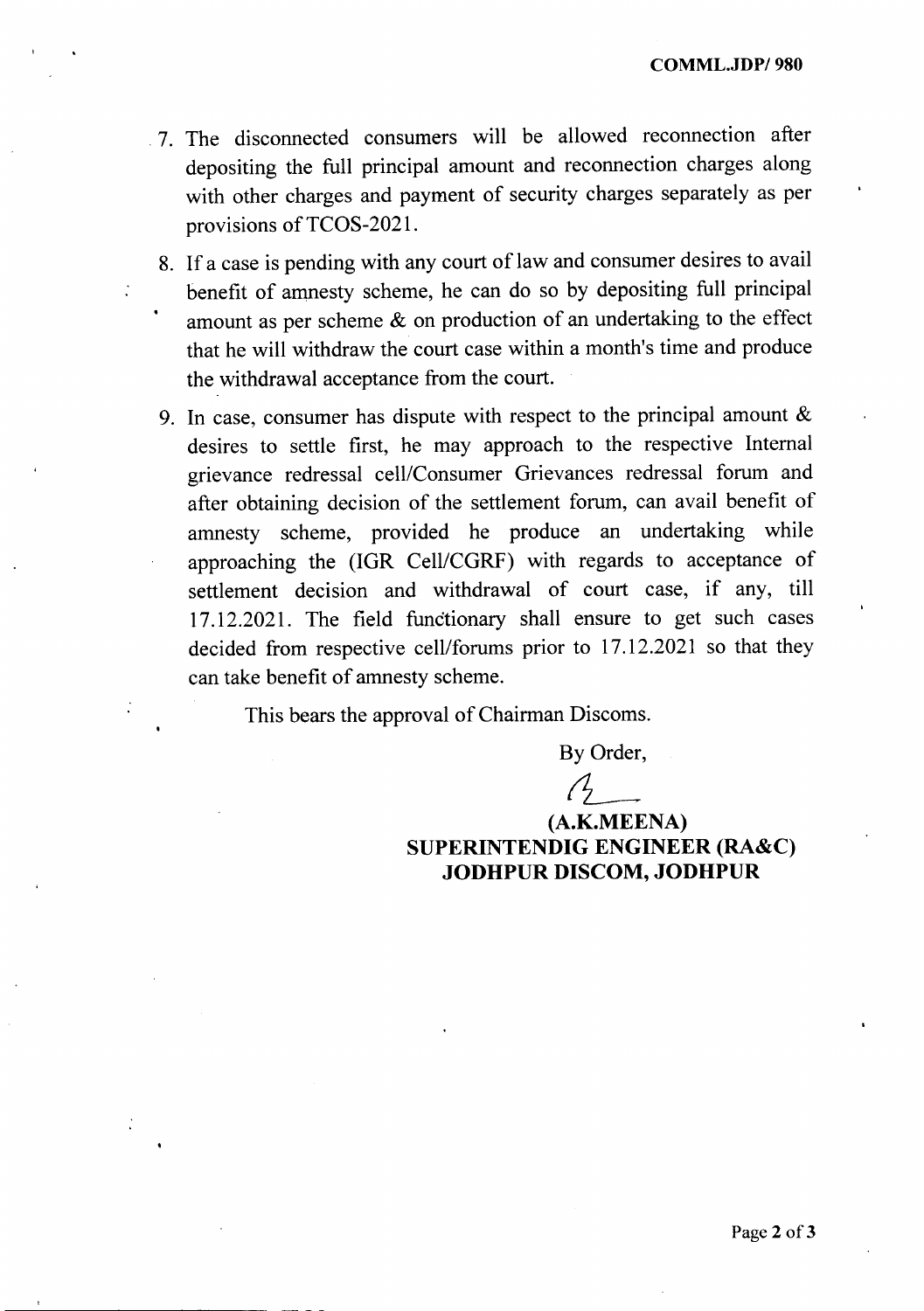7. The disconnected consumers will be allowed reconnection after depositing the full principal amount and reconnection charges along with other charges and payment of security charges separately as per provisions of TCOS-2021.
8. If a case is pending with any court of law and consumer desires to avail benefit of amnesty scheme, he can do so by depositing full principal amount as per scheme & on production of an undertaking to the effect that he will withdraw the court case within a month's time and produce the withdrawal acceptance from the court.
9. In case, consumer has dispute with respect to the principal amount & desires to settle first, he may approach to the respective Internal grievance redressal cell/Consumer Grievances redressal forum and after obtaining decision of the settlement forum, can avail benefit of amnesty scheme, provided he produce an undertaking while approaching the (IGR Cell/CGRF) with regards to acceptance of settlement decision and withdrawal of court case, if any, till 17.12.2021. The field functionary shall ensure to get such cases decided from respective cell/forums prior to 17.12.2021 so that they can take benefit of amnesty scheme.

This bears the approval of Chairman Discoms.

By Order,

**(A.K.MEENA)**
**SUPERINTENDIG ENGINEER (RA&C)**
**JODHPUR DISCOM, JODHPUR**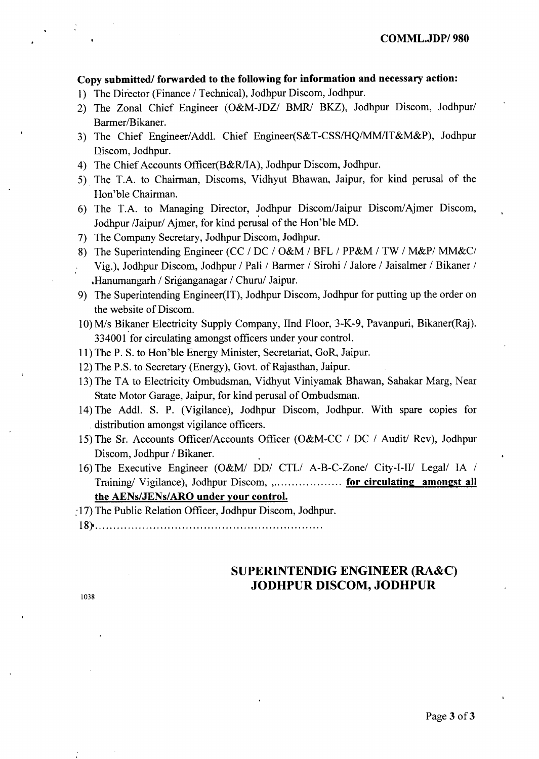**COMML.JDP/ 980**

**Copy submitted/ forwarded to the following for information and necessary action:**

1) The Director (Finance / Technical), Jodhpur Discom, Jodhpur.
2) The Zonal Chief Engineer (O&M-JDZ/ BMR/ BKZ), Jodhpur Discom, Jodhpur/ Barmer/Bikaner.
3) The Chief Engineer/Addl. Chief Engineer(S&T-CSS/HQ/MM/IT&M&P), Jodhpur Discom, Jodhpur.
4) The Chief Accounts Officer(B&R/IA), Jodhpur Discom, Jodhpur.
5) The T.A. to Chairman, Discoms, Vidhyut Bhawan, Jaipur, for kind perusal of the Hon'ble Chairman.
6) The T.A. to Managing Director, Jodhpur Discom/Jaipur Discom/Ajmer Discom, Jodhpur /Jaipur/ Ajmer, for kind perusal of the Hon'ble MD.
7) The Company Secretary, Jodhpur Discom, Jodhpur.
8) The Superintending Engineer (CC / DC / O&M / BFL / PP&M / TW / M&P/ MM&C/ Vig.), Jodhpur Discom, Jodhpur / Pali / Barmer / Sirohi / Jalore / Jaisalmer / Bikaner / Hanumangarh / Sriganganagar / Churu/ Jaipur.
9) The Superintending Engineer(IT), Jodhpur Discom, Jodhpur for putting up the order on the website of Discom.
10) M/s Bikaner Electricity Supply Company, IInd Floor, 3-K-9, Pavanpuri, Bikaner(Raj). 334001 for circulating amongst officers under your control.
11) The P. S. to Hon'ble Energy Minister, Secretariat, GoR, Jaipur.
12) The P.S. to Secretary (Energy), Govt. of Rajasthan, Jaipur.
13) The TA to Electricity Ombudsman, Vidhyut Viniyamak Bhawan, Sahakar Marg, Near State Motor Garage, Jaipur, for kind perusal of Ombudsman.
14) The Addl. S. P. (Vigilance), Jodhpur Discom, Jodhpur. With spare copies for distribution amongst vigilance officers.
15) The Sr. Accounts Officer/Accounts Officer (O&M-CC / DC / Audit/ Rev), Jodhpur Discom, Jodhpur / Bikaner.
16) The Executive Engineer (O&M/ DD/ CTL/ A-B-C-Zone/ City-I-II/ Legal/ IA / Training/ Vigilance), Jodhpur Discom, ,................... **<u>for circulating amongst all the AENs/JENs/ARO under your control.</u>**
17) The Public Relation Officer, Jodhpur Discom, Jodhpur.
18) ..............................................................

**SUPERINTENDIG ENGINEER (RA&C)**
**JODHPUR DISCOM, JODHPUR**

1038